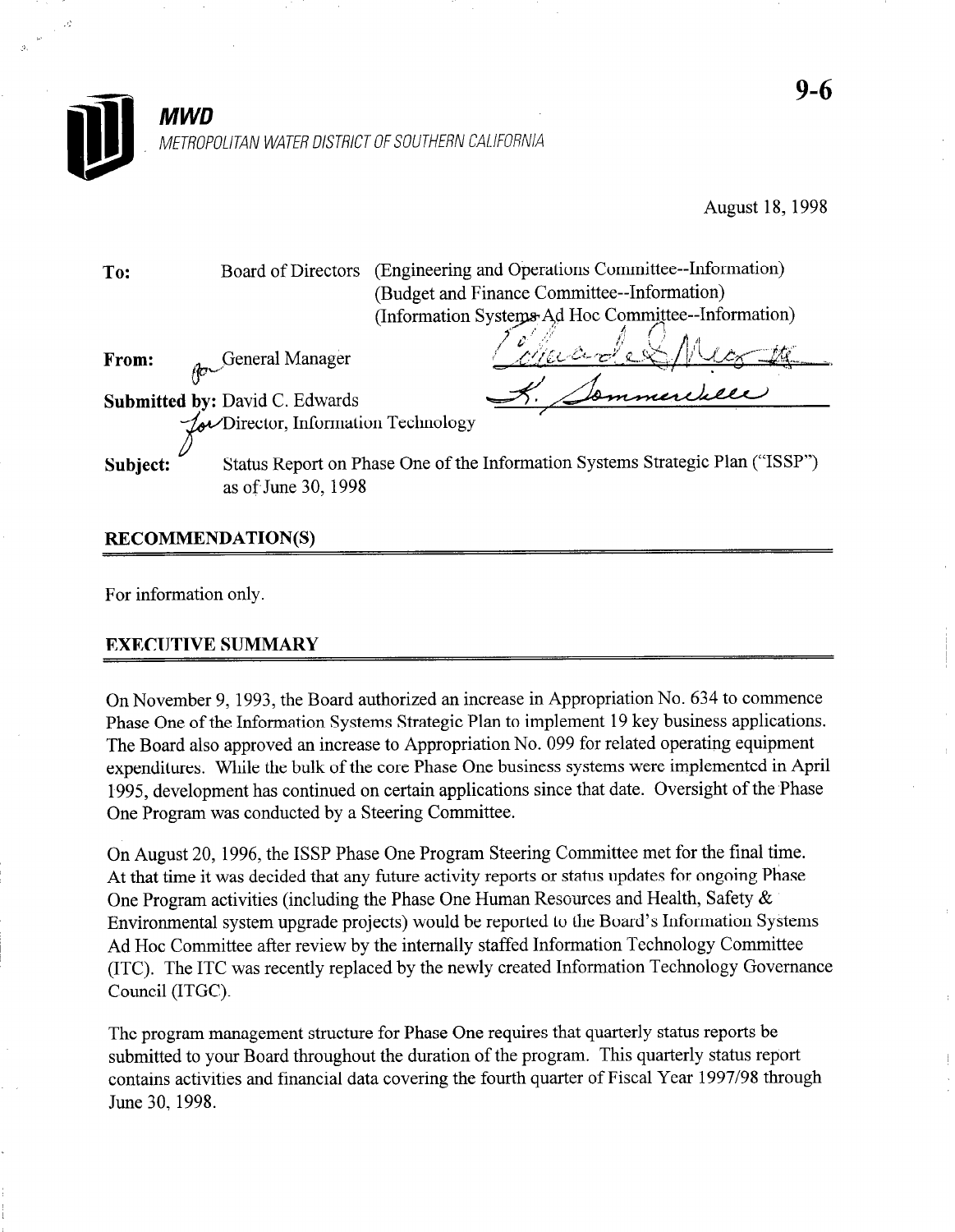9-6

**MWD**

*METROPOLITAN WATER DISTRICT OF SOUTHERN CALIFORNIA*

August 18, 1998

**To:** Board of Directors (Engineering and Operations Committee--Information)
(Budget and Finance Committee--Information)
(Information Systems Ad Hoc Committee--Information)

**From:** for General Manager

**Submitted by:** David C. Edwards
for Director, Information Technology

**Subject:** Status Report on Phase One of the Information Systems Strategic Plan ("ISSP") as of June 30, 1998

## RECOMMENDATION(S)

For information only.

## EXECUTIVE SUMMARY

On November 9, 1993, the Board authorized an increase in Appropriation No. 634 to commence Phase One of the Information Systems Strategic Plan to implement 19 key business applications. The Board also approved an increase to Appropriation No. 099 for related operating equipment expenditures. While the bulk of the core Phase One business systems were implemented in April 1995, development has continued on certain applications since that date. Oversight of the Phase One Program was conducted by a Steering Committee.

On August 20, 1996, the ISSP Phase One Program Steering Committee met for the final time. At that time it was decided that any future activity reports or status updates for ongoing Phase One Program activities (including the Phase One Human Resources and Health, Safety & Environmental system upgrade projects) would be reported to the Board's Information Systems Ad Hoc Committee after review by the internally staffed Information Technology Committee (ITC). The ITC was recently replaced by the newly created Information Technology Governance Council (ITGC).

The program management structure for Phase One requires that quarterly status reports be submitted to your Board throughout the duration of the program. This quarterly status report contains activities and financial data covering the fourth quarter of Fiscal Year 1997/98 through June 30, 1998.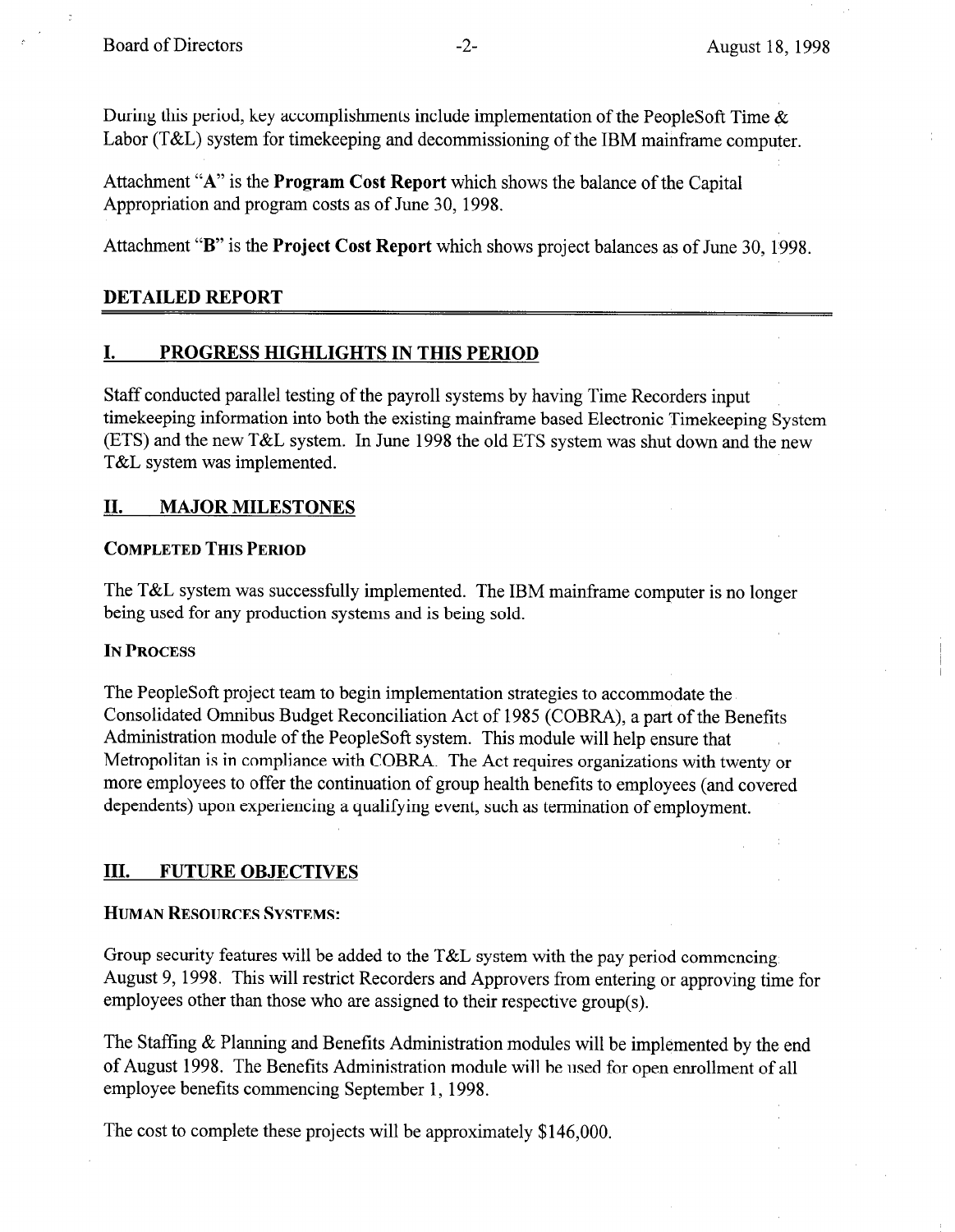During this period, key accomplishments include implementation of the PeopleSoft Time & Labor (T&L) system for timekeeping and decommissioning of the IBM mainframe computer.

Attachment "A" is the **Program Cost Report** which shows the balance of the Capital Appropriation and program costs as of June 30, 1998.

Attachment "B" is the **Project Cost Report** which shows project balances as of June 30, 1998.

## DETAILED REPORT

## I. PROGRESS HIGHLIGHTS IN THIS PERIOD

Staff conducted parallel testing of the payroll systems by having Time Recorders input timekeeping information into both the existing mainframe based Electronic Timekeeping System (ETS) and the new T&L system. In June 1998 the old ETS system was shut down and the new T&L system was implemented.

## II. MAJOR MILESTONES

### COMPLETED THIS PERIOD

The T&L system was successfully implemented. The IBM mainframe computer is no longer being used for any production systems and is being sold.

### IN PROCESS

The PeopleSoft project team to begin implementation strategies to accommodate the Consolidated Omnibus Budget Reconciliation Act of 1985 (COBRA), a part of the Benefits Administration module of the PeopleSoft system. This module will help ensure that Metropolitan is in compliance with COBRA. The Act requires organizations with twenty or more employees to offer the continuation of group health benefits to employees (and covered dependents) upon experiencing a qualifying event, such as termination of employment.

## III. FUTURE OBJECTIVES

### HUMAN RESOURCES SYSTEMS:

Group security features will be added to the T&L system with the pay period commencing August 9, 1998. This will restrict Recorders and Approvers from entering or approving time for employees other than those who are assigned to their respective group(s).

The Staffing & Planning and Benefits Administration modules will be implemented by the end of August 1998. The Benefits Administration module will be used for open enrollment of all employee benefits commencing September 1, 1998.

The cost to complete these projects will be approximately $146,000.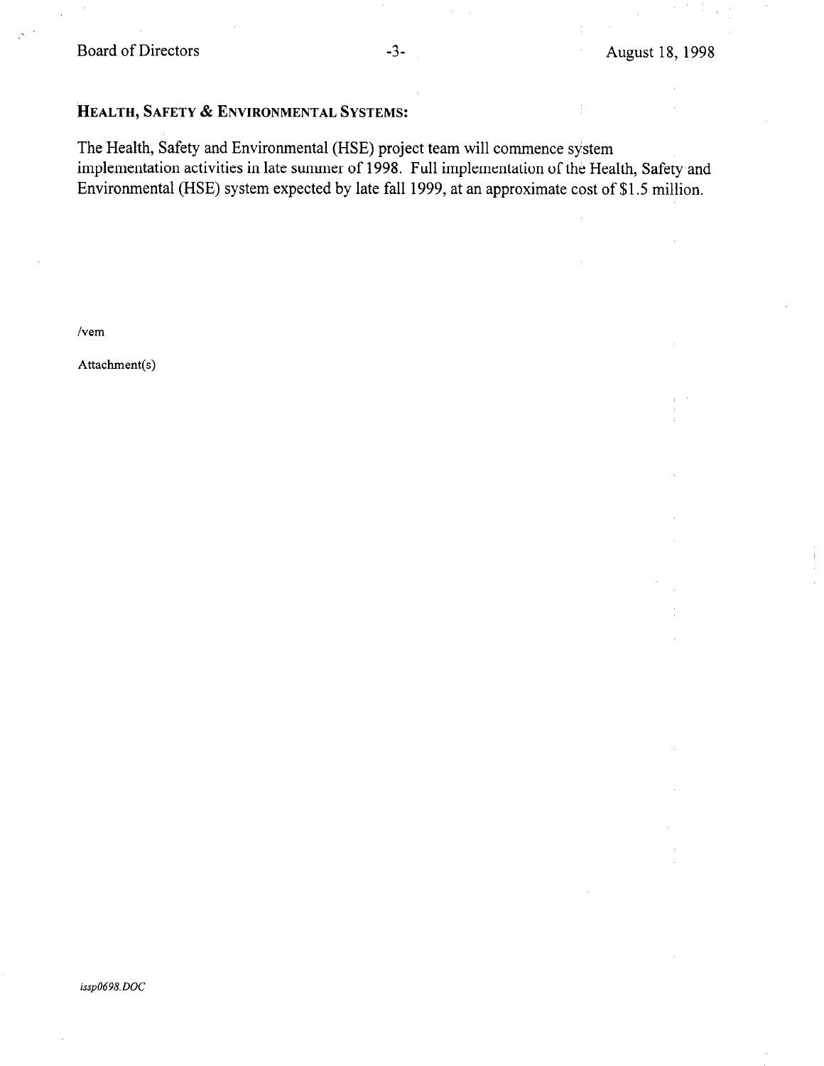### HEALTH, SAFETY & ENVIRONMENTAL SYSTEMS:

The Health, Safety and Environmental (HSE) project team will commence system implementation activities in late summer of 1998. Full implementation of the Health, Safety and Environmental (HSE) system expected by late fall 1999, at an approximate cost of $1.5 million.

/vem

Attachment(s)

*issp0698.DOC*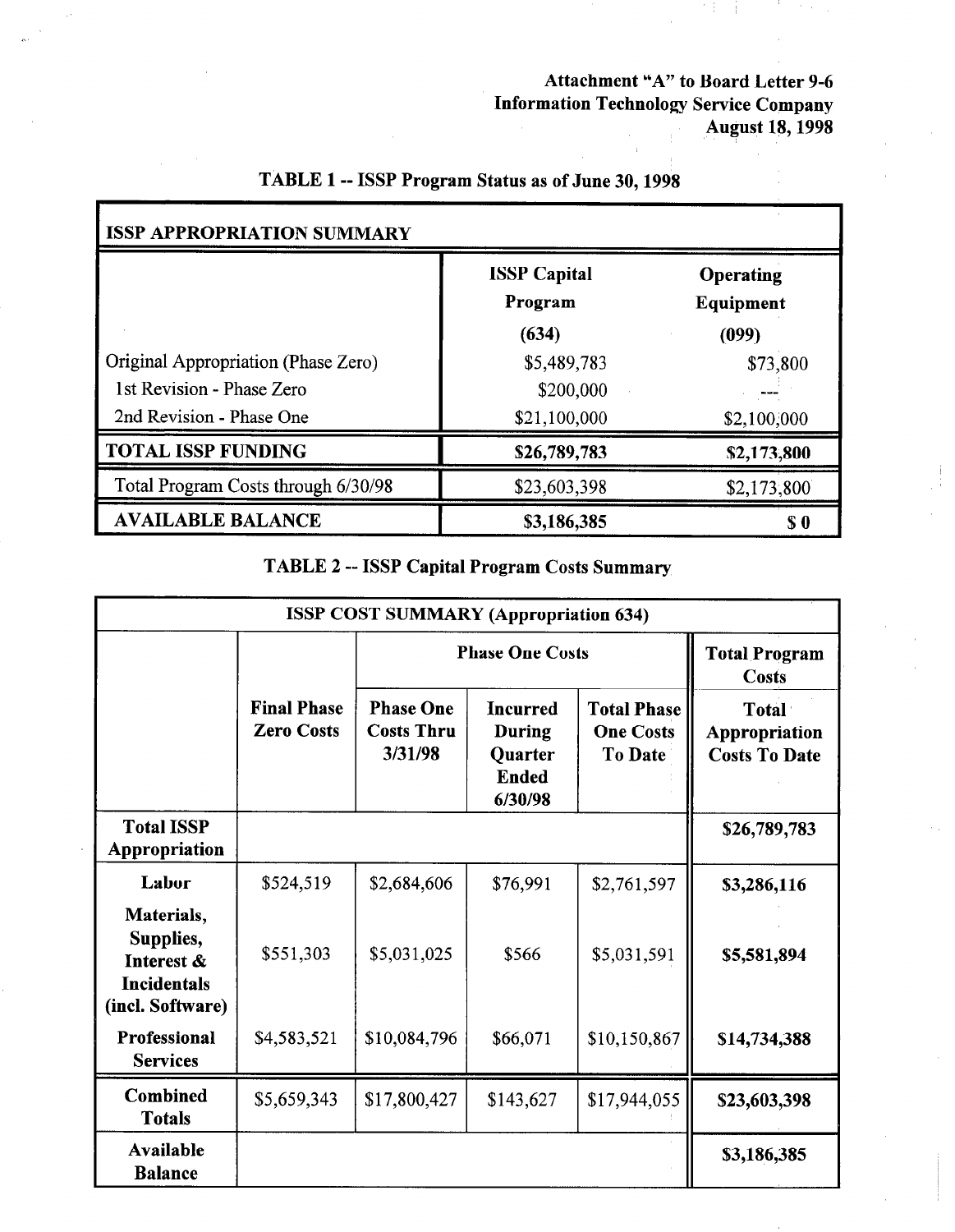**Attachment "A" to Board Letter 9-6**
**Information Technology Service Company**
**August 18, 1998**

## TABLE 1 -- ISSP Program Status as of June 30, 1998

| **ISSP APPROPRIATION SUMMARY** | **ISSP Capital Program (634)** | **Operating Equipment (099)** |
|---|---|---|
| Original Appropriation (Phase Zero) | $5,489,783 | $73,800 |
| 1st Revision - Phase Zero | $200,000 | --- |
| 2nd Revision - Phase One | $21,100,000 | $2,100,000 |
| **TOTAL ISSP FUNDING** | **$26,789,783** | **$2,173,800** |
| Total Program Costs through 6/30/98 | $23,603,398 | $2,173,800 |
| **AVAILABLE BALANCE** | **$3,186,385** | **$ 0** |

## TABLE 2 -- ISSP Capital Program Costs Summary

**ISSP COST SUMMARY (Appropriation 634)**

| | | **Phase One Costs** | | | **Total Program Costs** |
|---|---|---|---|---|---|
| | **Final Phase Zero Costs** | **Phase One Costs Thru 3/31/98** | **Incurred During Quarter Ended 6/30/98** | **Total Phase One Costs To Date** | **Total Appropriation Costs To Date** |
| **Total ISSP Appropriation** | | | | | **$26,789,783** |
| **Labor** | $524,519 | $2,684,606 | $76,991 | $2,761,597 | **$3,286,116** |
| **Materials, Supplies, Interest & Incidentals (incl. Software)** | $551,303 | $5,031,025 | $566 | $5,031,591 | **$5,581,894** |
| **Professional Services** | $4,583,521 | $10,084,796 | $66,071 | $10,150,867 | **$14,734,388** |
| **Combined Totals** | $5,659,343 | $17,800,427 | $143,627 | $17,944,055 | **$23,603,398** |
| **Available Balance** | | | | | **$3,186,385** |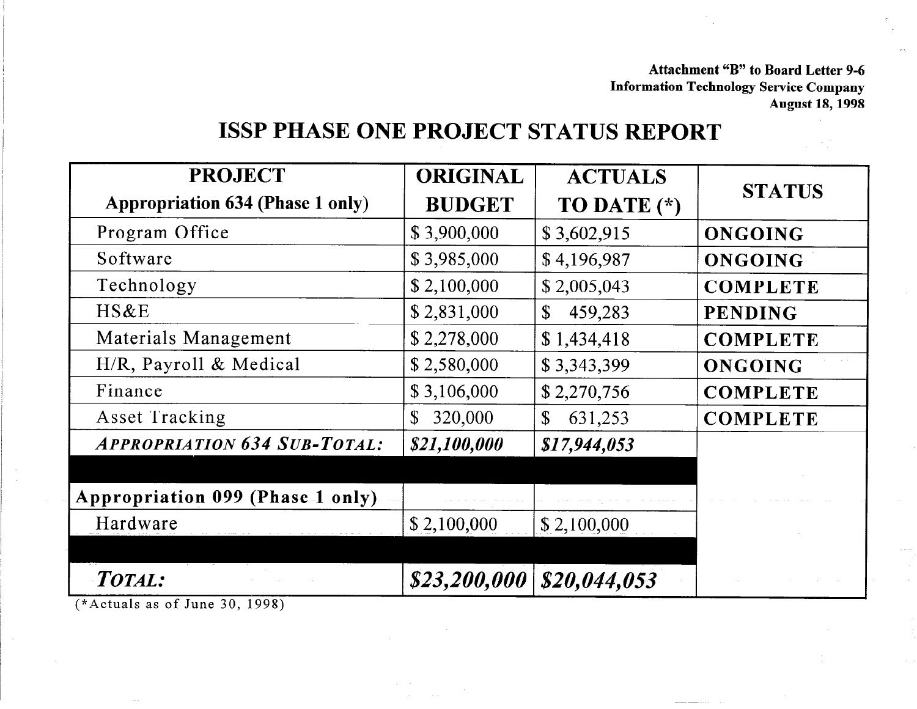Attachment "B" to Board Letter 9-6
Information Technology Service Company
August 18, 1998

# ISSP PHASE ONE PROJECT STATUS REPORT

| PROJECT<br>Appropriation 634 (Phase 1 only) | ORIGINAL BUDGET | ACTUALS TO DATE (*) | STATUS |
|---|---|---|---|
| Program Office | $ 3,900,000 | $ 3,602,915 | ONGOING |
| Software | $ 3,985,000 | $ 4,196,987 | ONGOING |
| Technology | $ 2,100,000 | $ 2,005,043 | COMPLETE |
| HS&E | $ 2,831,000 | $ 459,283 | PENDING |
| Materials Management | $ 2,278,000 | $ 1,434,418 | COMPLETE |
| H/R, Payroll & Medical | $ 2,580,000 | $ 3,343,399 | ONGOING |
| Finance | $ 3,106,000 | $ 2,270,756 | COMPLETE |
| Asset Tracking | $ 320,000 | $ 631,253 | COMPLETE |
| ***APPROPRIATION 634 SUB-TOTAL:*** | ***$21,100,000*** | ***$17,944,053*** | |
| | | | |
| **Appropriation 099 (Phase 1 only)** | | | |
| Hardware | $ 2,100,000 | $ 2,100,000 | |
| | | | |
| ***TOTAL:*** | ***$23,200,000*** | ***$20,044,053*** | |

(*Actuals as of June 30, 1998)